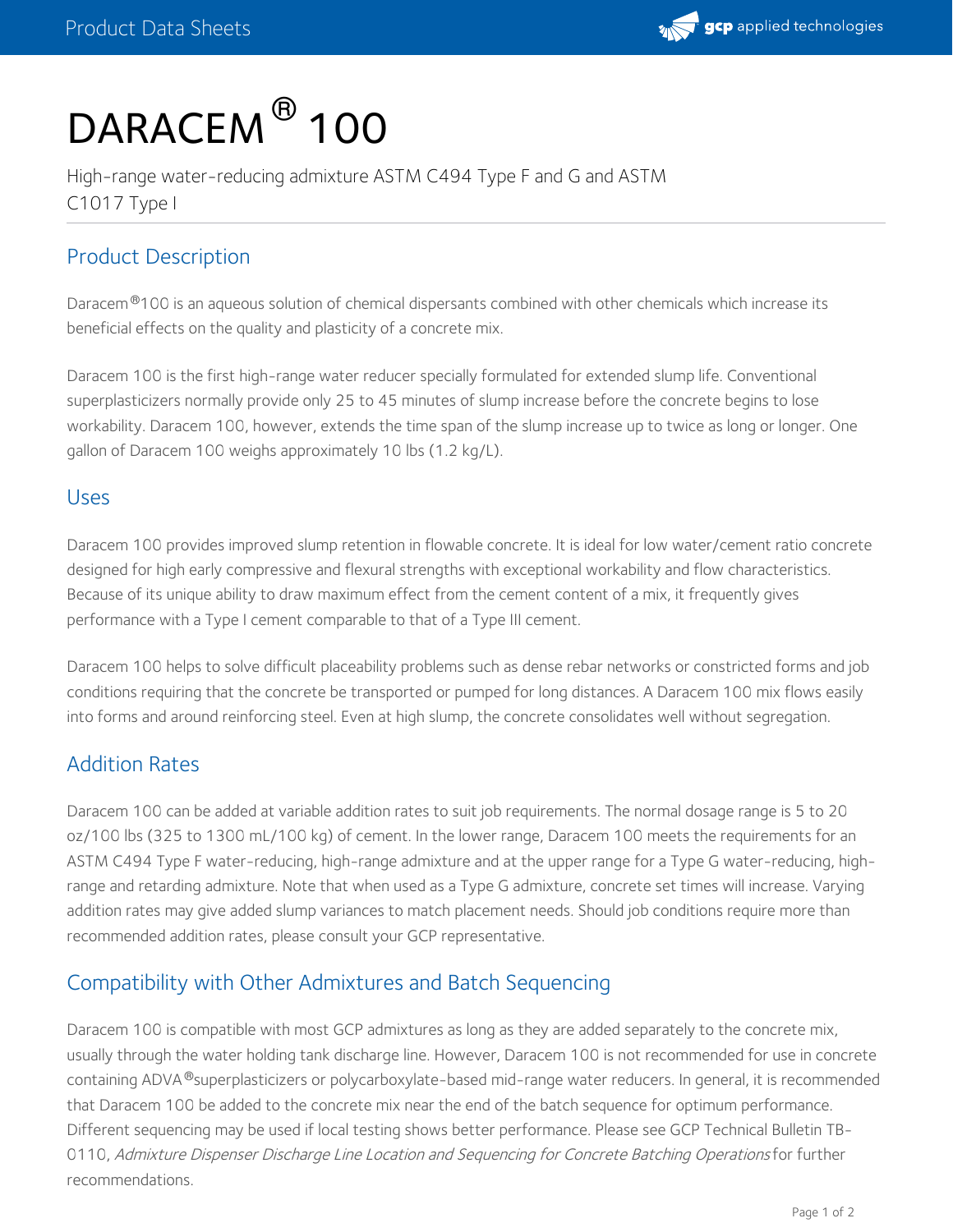# DARACEM® 100

High-range water-reducing admixture ASTM C494 Type F and G and ASTM C1017 Type I

## Product Description

Daracem®100 is an aqueous solution of chemical dispersants combined with other chemicals which increase its beneficial effects on the quality and plasticity of a concrete mix.

Daracem 100 is the first high-range water reducer specially formulated for extended slump life. Conventional superplasticizers normally provide only 25 to 45 minutes of slump increase before the concrete begins to lose workability. Daracem 100, however, extends the time span of the slump increase up to twice as long or longer. One gallon of Daracem 100 weighs approximately 10 lbs (1.2 kg/L).

## Uses

Daracem 100 provides improved slump retention in flowable concrete. It is ideal for low water/cement ratio concrete designed for high early compressive and flexural strengths with exceptional workability and flow characteristics. Because of its unique ability to draw maximum effect from the cement content of a mix, it frequently gives performance with a Type I cement comparable to that of a Type III cement.

Daracem 100 helps to solve difficult placeability problems such as dense rebar networks or constricted forms and job conditions requiring that the concrete be transported or pumped for long distances. A Daracem 100 mix flows easily into forms and around reinforcing steel. Even at high slump, the concrete consolidates well without segregation.

## Addition Rates

Daracem 100 can be added at variable addition rates to suit job requirements. The normal dosage range is 5 to 20 oz/100 lbs (325 to 1300 mL/100 kg) of cement. In the lower range, Daracem 100 meets the requirements for an ASTM C494 Type F water-reducing, high-range admixture and at the upper range for a Type G water-reducing, high-range and retarding admixture. Note that when used as a Type G admixture, concrete set times will increase. Varying addition rates may give added slump variances to match placement needs. Should job conditions require more than recommended addition rates, please consult your GCP representative.

## Compatibility with Other Admixtures and Batch Sequencing

Daracem 100 is compatible with most GCP admixtures as long as they are added separately to the concrete mix, usually through the water holding tank discharge line. However, Daracem 100 is not recommended for use in concrete containing ADVA®superplasticizers or polycarboxylate-based mid-range water reducers. In general, it is recommended that Daracem 100 be added to the concrete mix near the end of the batch sequence for optimum performance. Different sequencing may be used if local testing shows better performance. Please see GCP Technical Bulletin TB-0110, *Admixture Dispenser Discharge Line Location and Sequencing for Concrete Batching Operations* for further recommendations.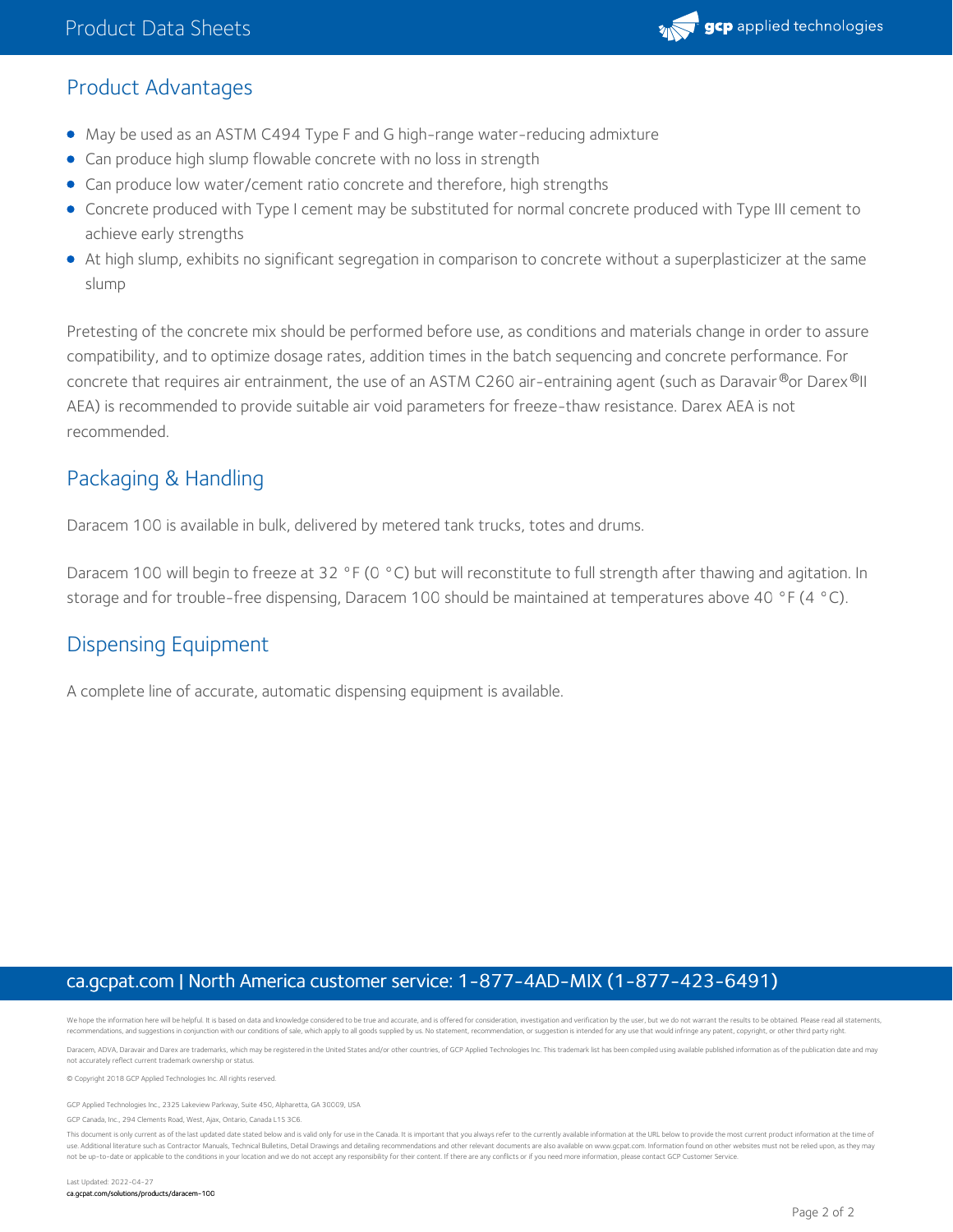## Product Advantages

- May be used as an ASTM C494 Type F and G high-range water-reducing admixture
- Can produce high slump flowable concrete with no loss in strength
- Can produce low water/cement ratio concrete and therefore, high strengths
- Concrete produced with Type I cement may be substituted for normal concrete produced with Type III cement to achieve early strengths
- At high slump, exhibits no significant segregation in comparison to concrete without a superplasticizer at the same slump

Pretesting of the concrete mix should be performed before use, as conditions and materials change in order to assure compatibility, and to optimize dosage rates, addition times in the batch sequencing and concrete performance. For concrete that requires air entrainment, the use of an ASTM C260 air-entraining agent (such as Daravair®or Darex®II AEA) is recommended to provide suitable air void parameters for freeze-thaw resistance. Darex AEA is not recommended.

## Packaging & Handling

Daracem 100 is available in bulk, delivered by metered tank trucks, totes and drums.

Daracem 100 will begin to freeze at 32 °F (0 °C) but will reconstitute to full strength after thawing and agitation. In storage and for trouble-free dispensing, Daracem 100 should be maintained at temperatures above 40 °F (4 °C).

## Dispensing Equipment

A complete line of accurate, automatic dispensing equipment is available.

ca.gcpat.com | North America customer service: 1-877-4AD-MIX (1-877-423-6491)

We hope the information here will be helpful. It is based on data and knowledge considered to be true and accurate, and is offered for consideration, investigation and verification by the user, but we do not warrant the results to be obtained. Please read all statements, recommendations, and suggestions in conjunction with our conditions of sale, which apply to all goods supplied by us. No statement, recommendation, or suggestion is intended for any use that would infringe any patent, copyright, or other third party right.

Daracem, ADVA, Daravair and Darex are trademarks, which may be registered in the United States and/or other countries, of GCP Applied Technologies Inc. This trademark list has been compiled using available published information as of the publication date and may not accurately reflect current trademark ownership or status.

© Copyright 2018 GCP Applied Technologies Inc. All rights reserved.

GCP Applied Technologies Inc., 2325 Lakeview Parkway, Suite 450, Alpharetta, GA 30009, USA

GCP Canada, Inc., 294 Clements Road, West, Ajax, Ontario, Canada L1S 3C6.

This document is only current as of the last updated date stated below and is valid only for use in the Canada. It is important that you always refer to the currently available information at the URL below to provide the most current product information at the time of use. Additional literature such as Contractor Manuals, Technical Bulletins, Detail Drawings and detailing recommendations and other relevant documents are also available on www.gcpat.com. Information found on other websites must not be relied upon, as they may not be up-to-date or applicable to the conditions in your location and we do not accept any responsibility for their content. If there are any conflicts or if you need more information, please contact GCP Customer Service.

Last Updated: 2022-04-27

ca.gcpat.com/solutions/products/daracem-100